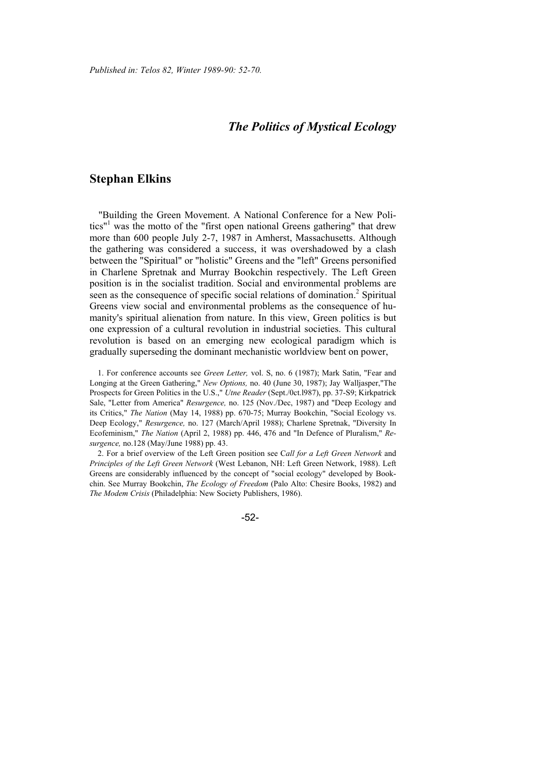*Published in: Telos 82, Winter 1989-90: 52-70.*

# *The Politics of Mystical Ecology*

## Stephan Elkins

"Building the Green Movement. A National Conference for a New Politics"[1] was the motto of the "first open national Greens gathering" that drew more than 600 people July 2-7, 1987 in Amherst, Massachusetts. Although the gathering was considered a success, it was overshadowed by a clash between the "Spiritual" or "holistic" Greens and the "left" Greens personified in Charlene Spretnak and Murray Bookchin respectively. The Left Green position is in the socialist tradition. Social and environmental problems are seen as the consequence of specific social relations of domination.[2] Spiritual Greens view social and environmental problems as the consequence of humanity's spiritual alienation from nature. In this view, Green politics is but one expression of a cultural revolution in industrial societies. This cultural revolution is based on an emerging new ecological paradigm which is gradually superseding the dominant mechanistic worldview bent on power,

1. For conference accounts see *Green Letter,* vol. S, no. 6 (1987); Mark Satin, "Fear and Longing at the Green Gathering," *New Options,* no. 40 (June 30, 1987); Jay Walljasper,"The Prospects for Green Politics in the U.S.," *Utne Reader* (Sept./0ct.l987), pp. 37-S9; Kirkpatrick Sale, "Letter from America" *Resurgence,* no. 125 (Nov./Dec, 1987) and "Deep Ecology and its Critics," *The Nation* (May 14, 1988) pp. 670-75; Murray Bookchin, "Social Ecology vs. Deep Ecology," *Resurgence,* no. 127 (March/April 1988); Charlene Spretnak, "Diversity In Ecofeminism," *The Nation* (April 2, 1988) pp. 446, 476 and "In Defence of Pluralism," *Resurgence,* no.128 (May/June 1988) pp. 43.

2. For a brief overview of the Left Green position see C*all for a Left Green Network* and *Principles of the Left Green Network* (West Lebanon, NH: Left Green Network, 1988). Left Greens are considerably influenced by the concept of "social ecology" developed by Bookchin. See Murray Bookchin, *The Ecology of Freedom* (Palo Alto: Chesire Books, 1982) and *The Modem Crisis* (Philadelphia: New Society Publishers, 1986).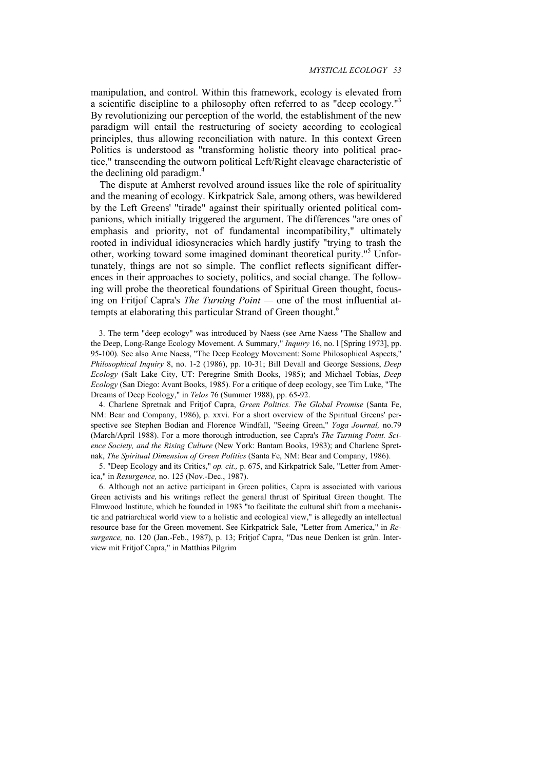manipulation, and control. Within this framework, ecology is elevated from a scientific discipline to a philosophy often referred to as "deep ecology."[3] By revolutionizing our perception of the world, the establishment of the new paradigm will entail the restructuring of society according to ecological principles, thus allowing reconciliation with nature. In this context Green Politics is understood as "transforming holistic theory into political practice," transcending the outworn political Left/Right cleavage characteristic of the declining old paradigm.[4]

The dispute at Amherst revolved around issues like the role of spirituality and the meaning of ecology. Kirkpatrick Sale, among others, was bewildered by the Left Greens' "tirade" against their spiritually oriented political companions, which initially triggered the argument. The differences "are ones of emphasis and priority, not of fundamental incompatibility," ultimately rooted in individual idiosyncracies which hardly justify "trying to trash the other, working toward some imagined dominant theoretical purity."[5] Unfortunately, things are not so simple. The conflict reflects significant differences in their approaches to society, politics, and social change. The following will probe the theoretical foundations of Spiritual Green thought, focusing on Fritjof Capra's *The Turning Point* — one of the most influential attempts at elaborating this particular Strand of Green thought.[6]

3. The term "deep ecology" was introduced by Naess (see Arne Naess "The Shallow and the Deep, Long-Range Ecology Movement. A Summary," *Inquiry* 16, no. l [Spring 1973], pp. 95-100). See also Arne Naess, "The Deep Ecology Movement: Some Philosophical Aspects," *Philosophical Inquiry* 8, no. 1-2 (1986), pp. 10-31; Bill Devall and George Sessions, *Deep Ecology* (Salt Lake City, UT: Peregrine Smith Books, 1985); and Michael Tobias, *Deep Ecology* (San Diego: Avant Books, 1985). For a critique of deep ecology, see Tim Luke, "The Dreams of Deep Ecology," in *Telos* 76 (Summer 1988), pp. 65-92.

4. Charlene Spretnak and Fritjof Capra, *Green Politics. The Global Promise* (Santa Fe, NM: Bear and Company, 1986), p. xxvi. For a short overview of the Spiritual Greens' perspective see Stephen Bodian and Florence Windfall, "Seeing Green," *Yoga Journal,* no.79 (March/April 1988). For a more thorough introduction, see Capra's *The Turning Point. Science Society, and the Rising Culture* (New York: Bantam Books, 1983); and Charlene Spretnak, *The Spiritual Dimension of Green Politics* (Santa Fe, NM: Bear and Company, 1986).

5. "Deep Ecology and its Critics," *op. cit.,* p. 675, and Kirkpatrick Sale, "Letter from America," in *Resurgence,* no. 125 (Nov.-Dec., 1987).

6. Although not an active participant in Green politics, Capra is associated with various Green activists and his writings reflect the general thrust of Spiritual Green thought. The Elmwood Institute, which he founded in 1983 "to facilitate the cultural shift from a mechanistic and patriarchical world view to a holistic and ecological view," is allegedly an intellectual resource base for the Green movement. See Kirkpatrick Sale, "Letter from America," in *Resurgence,* no. 120 (Jan.-Feb., 1987), p. 13; Fritjof Capra, "Das neue Denken ist grün. Interview mit Fritjof Capra," in Matthias Pilgrim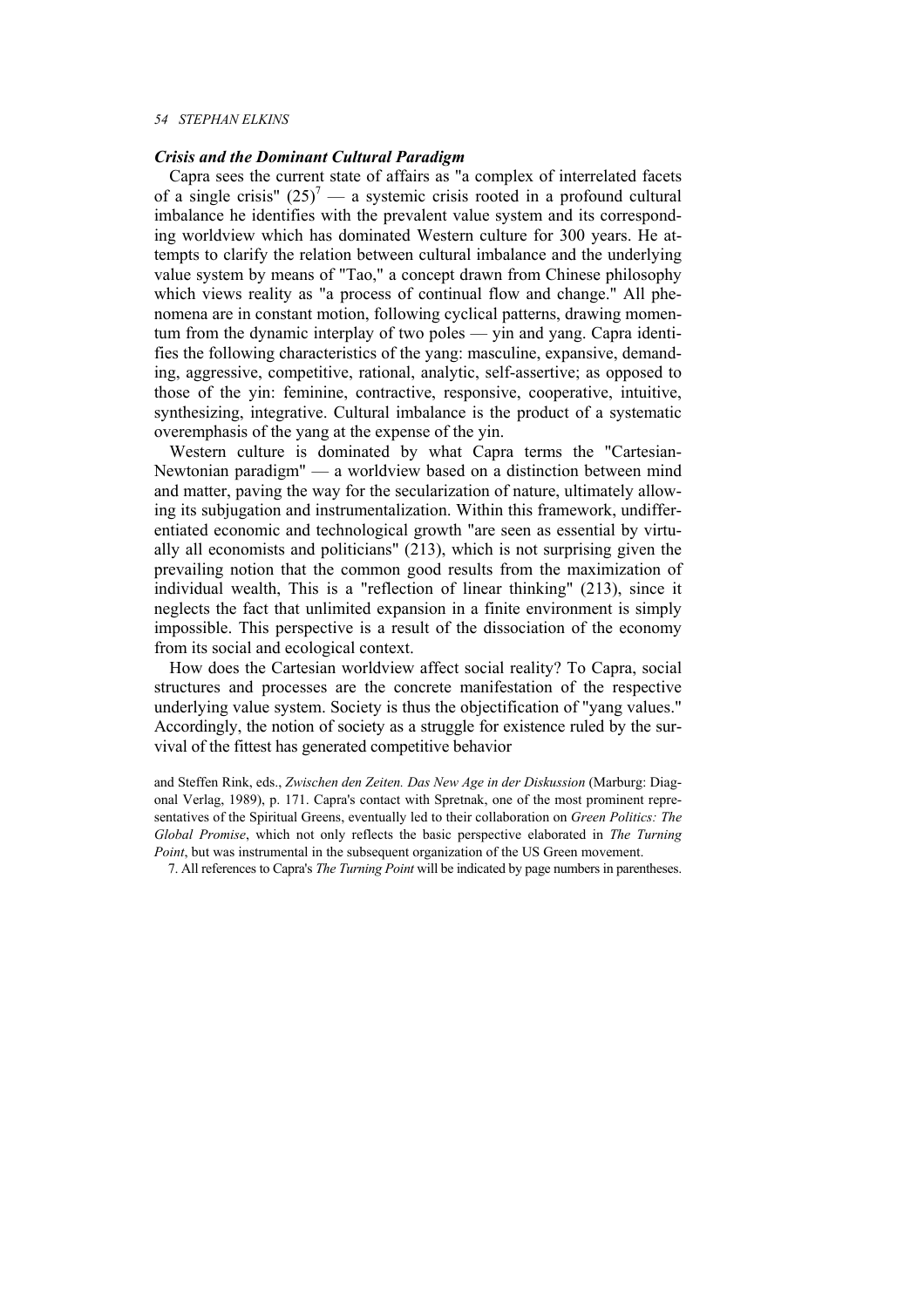### *Crisis and the Dominant Cultural Paradigm*

Capra sees the current state of affairs as "a complex of interrelated facets of a single crisis" (25)[7] — a systemic crisis rooted in a profound cultural imbalance he identifies with the prevalent value system and its corresponding worldview which has dominated Western culture for 300 years. He attempts to clarify the relation between cultural imbalance and the underlying value system by means of "Tao," a concept drawn from Chinese philosophy which views reality as "a process of continual flow and change." All phenomena are in constant motion, following cyclical patterns, drawing momentum from the dynamic interplay of two poles — yin and yang. Capra identifies the following characteristics of the yang: masculine, expansive, demanding, aggressive, competitive, rational, analytic, self-assertive; as opposed to those of the yin: feminine, contractive, responsive, cooperative, intuitive, synthesizing, integrative. Cultural imbalance is the product of a systematic overemphasis of the yang at the expense of the yin.

Western culture is dominated by what Capra terms the "Cartesian-Newtonian paradigm" — a worldview based on a distinction between mind and matter, paving the way for the secularization of nature, ultimately allowing its subjugation and instrumentalization. Within this framework, undifferentiated economic and technological growth "are seen as essential by virtually all economists and politicians" (213), which is not surprising given the prevailing notion that the common good results from the maximization of individual wealth, This is a "reflection of linear thinking" (213), since it neglects the fact that unlimited expansion in a finite environment is simply impossible. This perspective is a result of the dissociation of the economy from its social and ecological context.

How does the Cartesian worldview affect social reality? To Capra, social structures and processes are the concrete manifestation of the respective underlying value system. Society is thus the objectification of "yang values." Accordingly, the notion of society as a struggle for existence ruled by the survival of the fittest has generated competitive behavior

and Steffen Rink, eds., *Zwischen den Zeiten. Das New Age in der Diskussion* (Marburg: Diagonal Verlag, 1989), p. 171. Capra's contact with Spretnak, one of the most prominent representatives of the Spiritual Greens, eventually led to their collaboration on *Green Politics: The Global Promise*, which not only reflects the basic perspective elaborated in *The Turning Point*, but was instrumental in the subsequent organization of the US Green movement.

7. All references to Capra's *The Turning Point* will be indicated by page numbers in parentheses.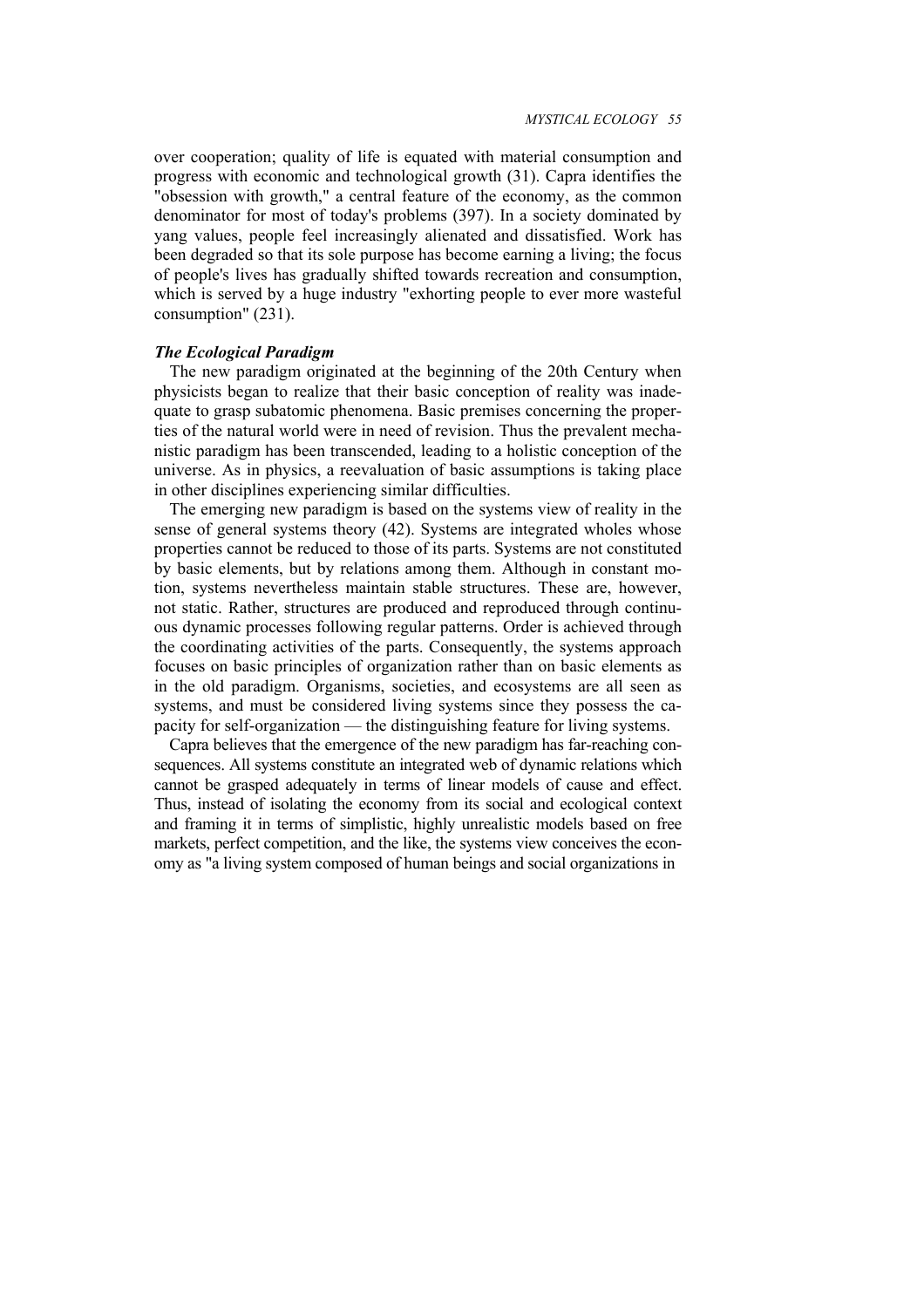over cooperation; quality of life is equated with material consumption and progress with economic and technological growth (31). Capra identifies the "obsession with growth," a central feature of the economy, as the common denominator for most of today's problems (397). In a society dominated by yang values, people feel increasingly alienated and dissatisfied. Work has been degraded so that its sole purpose has become earning a living; the focus of people's lives has gradually shifted towards recreation and consumption, which is served by a huge industry "exhorting people to ever more wasteful consumption" (231).

### ***The Ecological Paradigm***

The new paradigm originated at the beginning of the 20th Century when physicists began to realize that their basic conception of reality was inadequate to grasp subatomic phenomena. Basic premises concerning the properties of the natural world were in need of revision. Thus the prevalent mechanistic paradigm has been transcended, leading to a holistic conception of the universe. As in physics, a reevaluation of basic assumptions is taking place in other disciplines experiencing similar difficulties.

The emerging new paradigm is based on the systems view of reality in the sense of general systems theory (42). Systems are integrated wholes whose properties cannot be reduced to those of its parts. Systems are not constituted by basic elements, but by relations among them. Although in constant motion, systems nevertheless maintain stable structures. These are, however, not static. Rather, structures are produced and reproduced through continuous dynamic processes following regular patterns. Order is achieved through the coordinating activities of the parts. Consequently, the systems approach focuses on basic principles of organization rather than on basic elements as in the old paradigm. Organisms, societies, and ecosystems are all seen as systems, and must be considered living systems since they possess the capacity for self-organization — the distinguishing feature for living systems.

Capra believes that the emergence of the new paradigm has far-reaching consequences. All systems constitute an integrated web of dynamic relations which cannot be grasped adequately in terms of linear models of cause and effect. Thus, instead of isolating the economy from its social and ecological context and framing it in terms of simplistic, highly unrealistic models based on free markets, perfect competition, and the like, the systems view conceives the economy as "a living system composed of human beings and social organizations in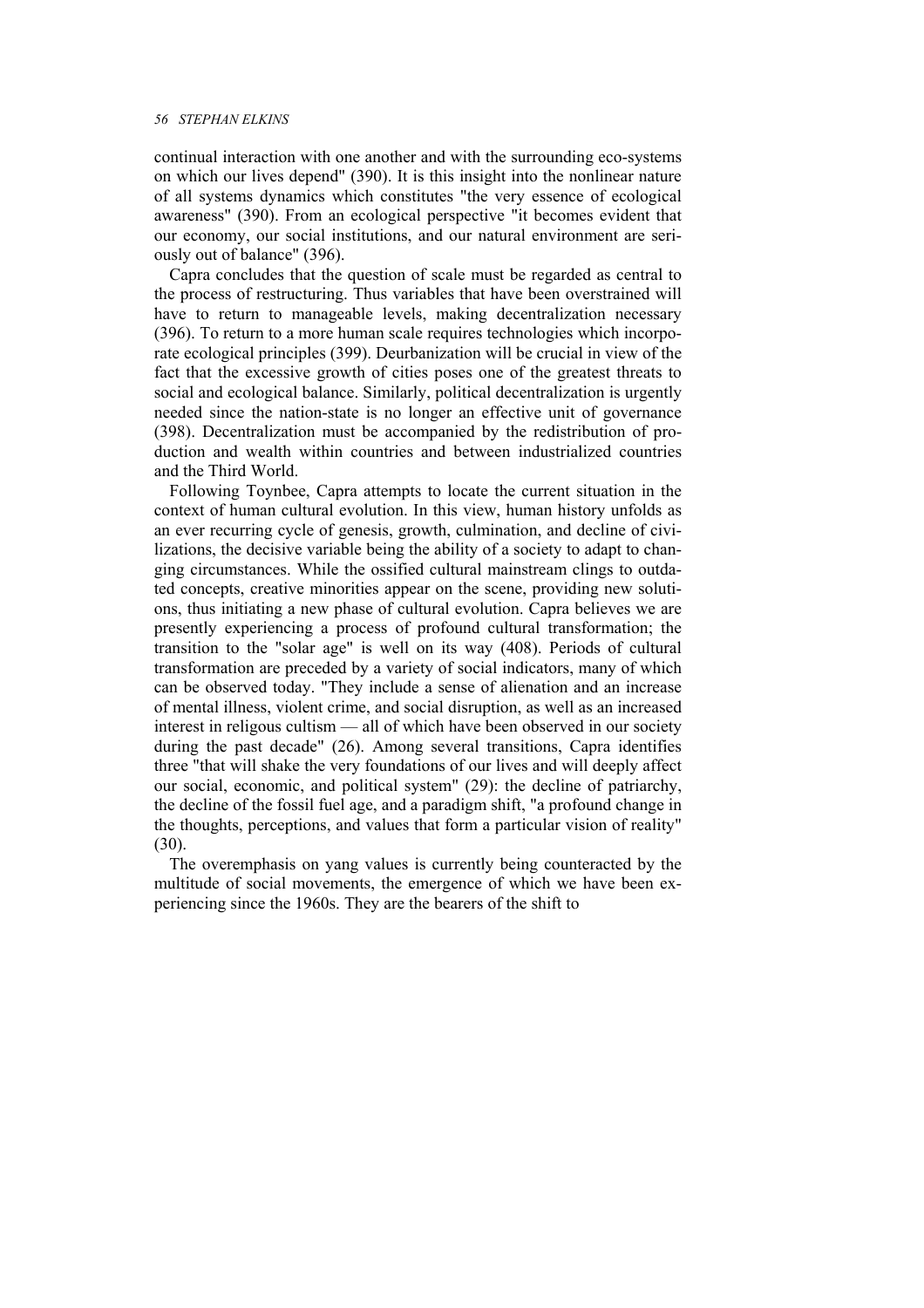continual interaction with one another and with the surrounding eco-systems on which our lives depend" (390). It is this insight into the nonlinear nature of all systems dynamics which constitutes "the very essence of ecological awareness" (390). From an ecological perspective "it becomes evident that our economy, our social institutions, and our natural environment are seriously out of balance" (396).

Capra concludes that the question of scale must be regarded as central to the process of restructuring. Thus variables that have been overstrained will have to return to manageable levels, making decentralization necessary (396). To return to a more human scale requires technologies which incorporate ecological principles (399). Deurbanization will be crucial in view of the fact that the excessive growth of cities poses one of the greatest threats to social and ecological balance. Similarly, political decentralization is urgently needed since the nation-state is no longer an effective unit of governance (398). Decentralization must be accompanied by the redistribution of production and wealth within countries and between industrialized countries and the Third World.

Following Toynbee, Capra attempts to locate the current situation in the context of human cultural evolution. In this view, human history unfolds as an ever recurring cycle of genesis, growth, culmination, and decline of civilizations, the decisive variable being the ability of a society to adapt to changing circumstances. While the ossified cultural mainstream clings to outdated concepts, creative minorities appear on the scene, providing new solutions, thus initiating a new phase of cultural evolution. Capra believes we are presently experiencing a process of profound cultural transformation; the transition to the "solar age" is well on its way (408). Periods of cultural transformation are preceded by a variety of social indicators, many of which can be observed today. "They include a sense of alienation and an increase of mental illness, violent crime, and social disruption, as well as an increased interest in religous cultism — all of which have been observed in our society during the past decade" (26). Among several transitions, Capra identifies three "that will shake the very foundations of our lives and will deeply affect our social, economic, and political system" (29): the decline of patriarchy, the decline of the fossil fuel age, and a paradigm shift, "a profound change in the thoughts, perceptions, and values that form a particular vision of reality" (30).

The overemphasis on yang values is currently being counteracted by the multitude of social movements, the emergence of which we have been experiencing since the 1960s. They are the bearers of the shift to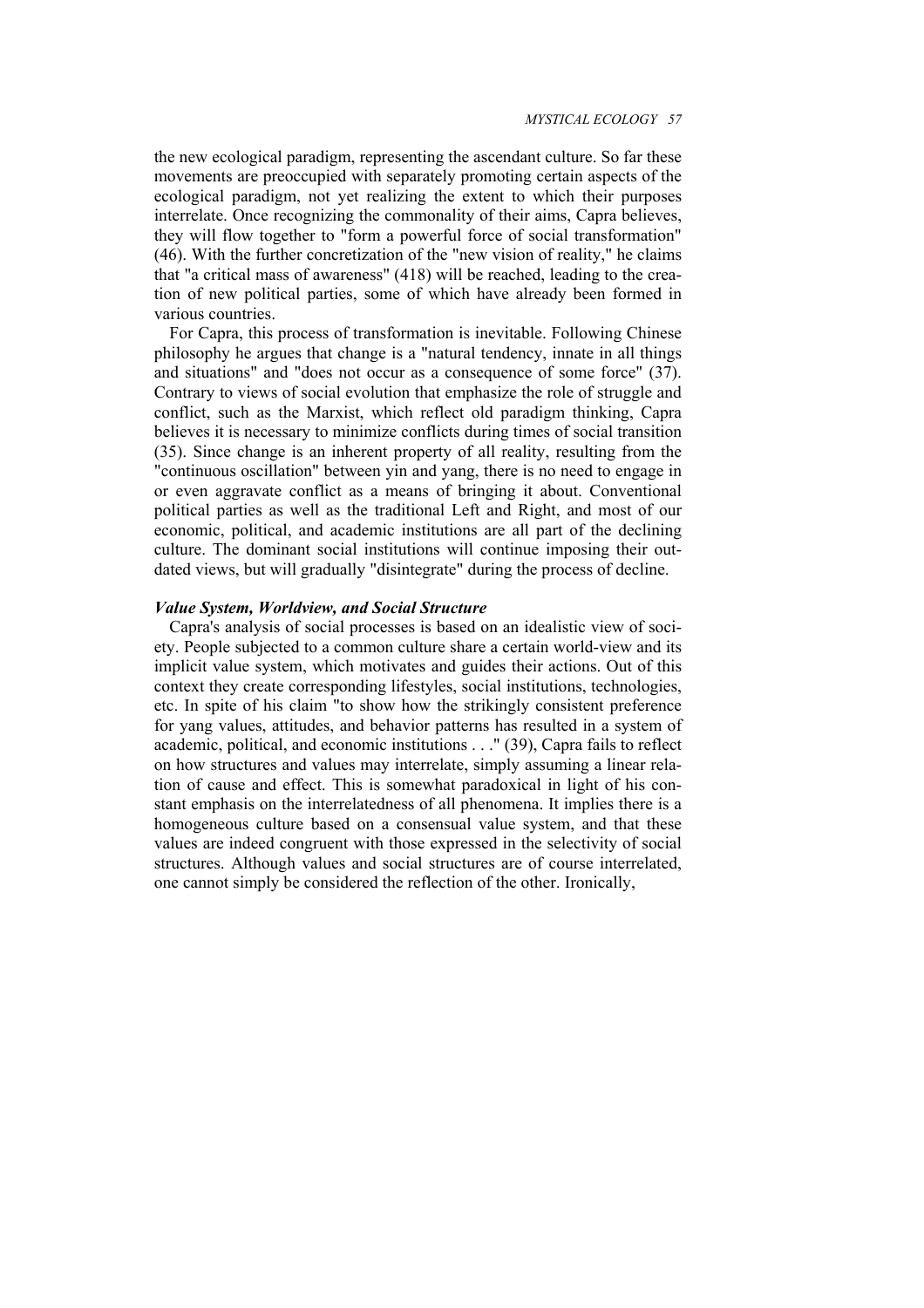the new ecological paradigm, representing the ascendant culture. So far these movements are preoccupied with separately promoting certain aspects of the ecological paradigm, not yet realizing the extent to which their purposes interrelate. Once recognizing the commonality of their aims, Capra believes, they will flow together to "form a powerful force of social transformation" (46). With the further concretization of the "new vision of reality," he claims that "a critical mass of awareness" (418) will be reached, leading to the creation of new political parties, some of which have already been formed in various countries.

For Capra, this process of transformation is inevitable. Following Chinese philosophy he argues that change is a "natural tendency, innate in all things and situations" and "does not occur as a consequence of some force" (37). Contrary to views of social evolution that emphasize the role of struggle and conflict, such as the Marxist, which reflect old paradigm thinking, Capra believes it is necessary to minimize conflicts during times of social transition (35). Since change is an inherent property of all reality, resulting from the "continuous oscillation" between yin and yang, there is no need to engage in or even aggravate conflict as a means of bringing it about. Conventional political parties as well as the traditional Left and Right, and most of our economic, political, and academic institutions are all part of the declining culture. The dominant social institutions will continue imposing their outdated views, but will gradually "disintegrate" during the process of decline.

### *Value System, Worldview, and Social Structure*

Capra's analysis of social processes is based on an idealistic view of society. People subjected to a common culture share a certain world-view and its implicit value system, which motivates and guides their actions. Out of this context they create corresponding lifestyles, social institutions, technologies, etc. In spite of his claim "to show how the strikingly consistent preference for yang values, attitudes, and behavior patterns has resulted in a system of academic, political, and economic institutions . . ." (39), Capra fails to reflect on how structures and values may interrelate, simply assuming a linear relation of cause and effect. This is somewhat paradoxical in light of his constant emphasis on the interrelatedness of all phenomena. It implies there is a homogeneous culture based on a consensual value system, and that these values are indeed congruent with those expressed in the selectivity of social structures. Although values and social structures are of course interrelated, one cannot simply be considered the reflection of the other. Ironically,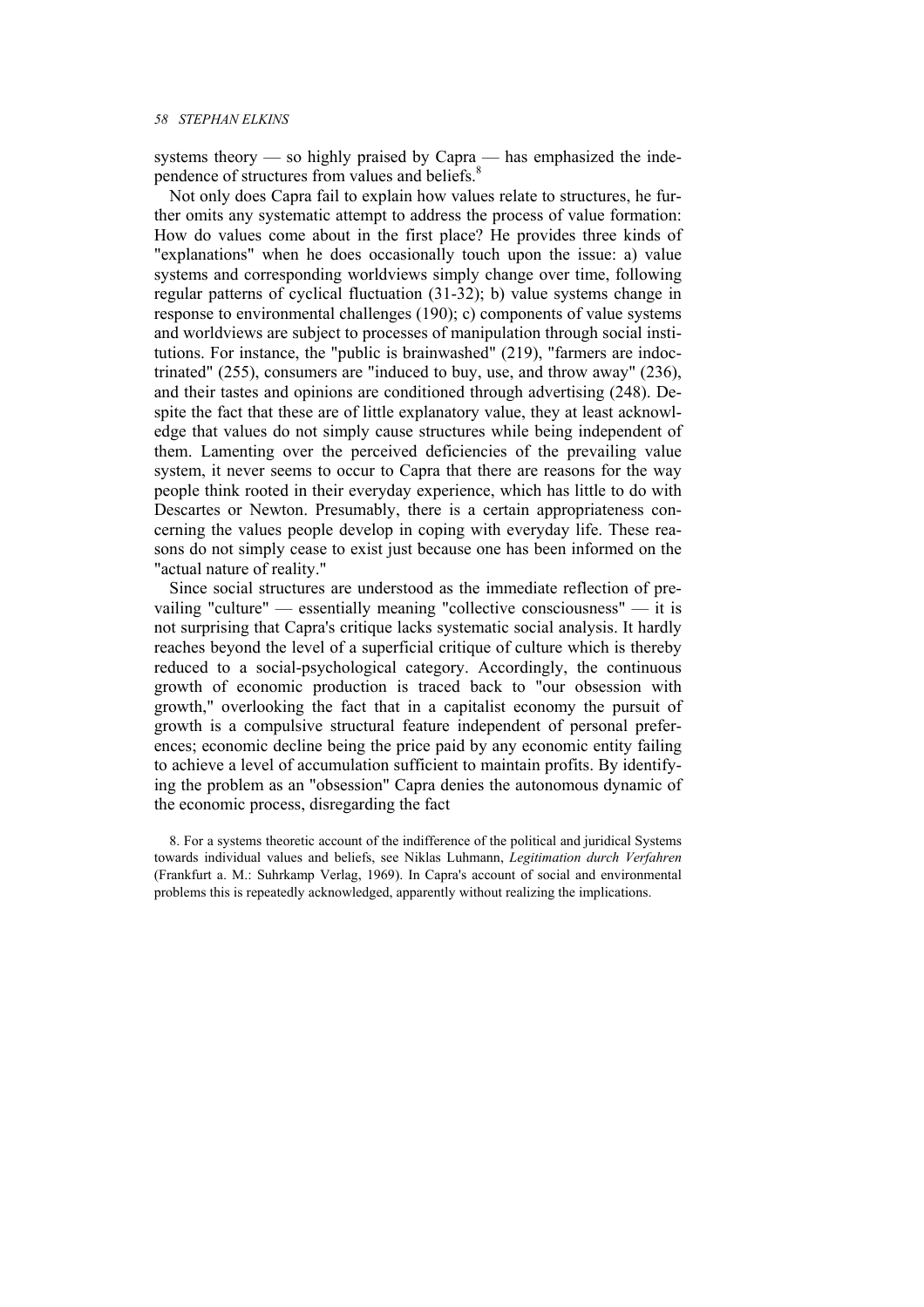systems theory — so highly praised by Capra — has emphasized the independence of structures from values and beliefs.[8]

Not only does Capra fail to explain how values relate to structures, he further omits any systematic attempt to address the process of value formation: How do values come about in the first place? He provides three kinds of "explanations" when he does occasionally touch upon the issue: a) value systems and corresponding worldviews simply change over time, following regular patterns of cyclical fluctuation (31-32); b) value systems change in response to environmental challenges (190); c) components of value systems and worldviews are subject to processes of manipulation through social institutions. For instance, the "public is brainwashed" (219), "farmers are indoctrinated" (255), consumers are "induced to buy, use, and throw away" (236), and their tastes and opinions are conditioned through advertising (248). Despite the fact that these are of little explanatory value, they at least acknowledge that values do not simply cause structures while being independent of them. Lamenting over the perceived deficiencies of the prevailing value system, it never seems to occur to Capra that there are reasons for the way people think rooted in their everyday experience, which has little to do with Descartes or Newton. Presumably, there is a certain appropriateness concerning the values people develop in coping with everyday life. These reasons do not simply cease to exist just because one has been informed on the "actual nature of reality."

Since social structures are understood as the immediate reflection of prevailing "culture" — essentially meaning "collective consciousness" — it is not surprising that Capra's critique lacks systematic social analysis. It hardly reaches beyond the level of a superficial critique of culture which is thereby reduced to a social-psychological category. Accordingly, the continuous growth of economic production is traced back to "our obsession with growth," overlooking the fact that in a capitalist economy the pursuit of growth is a compulsive structural feature independent of personal preferences; economic decline being the price paid by any economic entity failing to achieve a level of accumulation sufficient to maintain profits. By identifying the problem as an "obsession" Capra denies the autonomous dynamic of the economic process, disregarding the fact

8. For a systems theoretic account of the indifference of the political and juridical Systems towards individual values and beliefs, see Niklas Luhmann, *Legitimation durch Verfahren* (Frankfurt a. M.: Suhrkamp Verlag, 1969). In Capra's account of social and environmental problems this is repeatedly acknowledged, apparently without realizing the implications.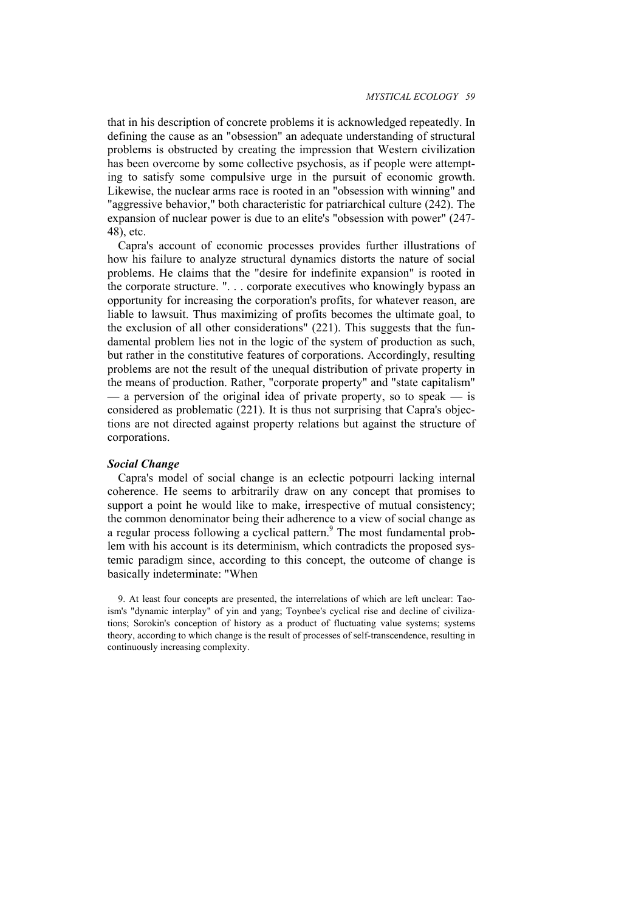that in his description of concrete problems it is acknowledged repeatedly. In defining the cause as an "obsession" an adequate understanding of structural problems is obstructed by creating the impression that Western civilization has been overcome by some collective psychosis, as if people were attempting to satisfy some compulsive urge in the pursuit of economic growth. Likewise, the nuclear arms race is rooted in an "obsession with winning" and "aggressive behavior," both characteristic for patriarchical culture (242). The expansion of nuclear power is due to an elite's "obsession with power" (247-48), etc.

Capra's account of economic processes provides further illustrations of how his failure to analyze structural dynamics distorts the nature of social problems. He claims that the "desire for indefinite expansion" is rooted in the corporate structure. ". . . corporate executives who knowingly bypass an opportunity for increasing the corporation's profits, for whatever reason, are liable to lawsuit. Thus maximizing of profits becomes the ultimate goal, to the exclusion of all other considerations" (221). This suggests that the fundamental problem lies not in the logic of the system of production as such, but rather in the constitutive features of corporations. Accordingly, resulting problems are not the result of the unequal distribution of private property in the means of production. Rather, "corporate property" and "state capitalism" — a perversion of the original idea of private property, so to speak — is considered as problematic (221). It is thus not surprising that Capra's objections are not directed against property relations but against the structure of corporations.

### *Social Change*

Capra's model of social change is an eclectic potpourri lacking internal coherence. He seems to arbitrarily draw on any concept that promises to support a point he would like to make, irrespective of mutual consistency; the common denominator being their adherence to a view of social change as a regular process following a cyclical pattern.[9] The most fundamental problem with his account is its determinism, which contradicts the proposed systemic paradigm since, according to this concept, the outcome of change is basically indeterminate: "When

9. At least four concepts are presented, the interrelations of which are left unclear: Taoism's "dynamic interplay" of yin and yang; Toynbee's cyclical rise and decline of civilizations; Sorokin's conception of history as a product of fluctuating value systems; systems theory, according to which change is the result of processes of self-transcendence, resulting in continuously increasing complexity.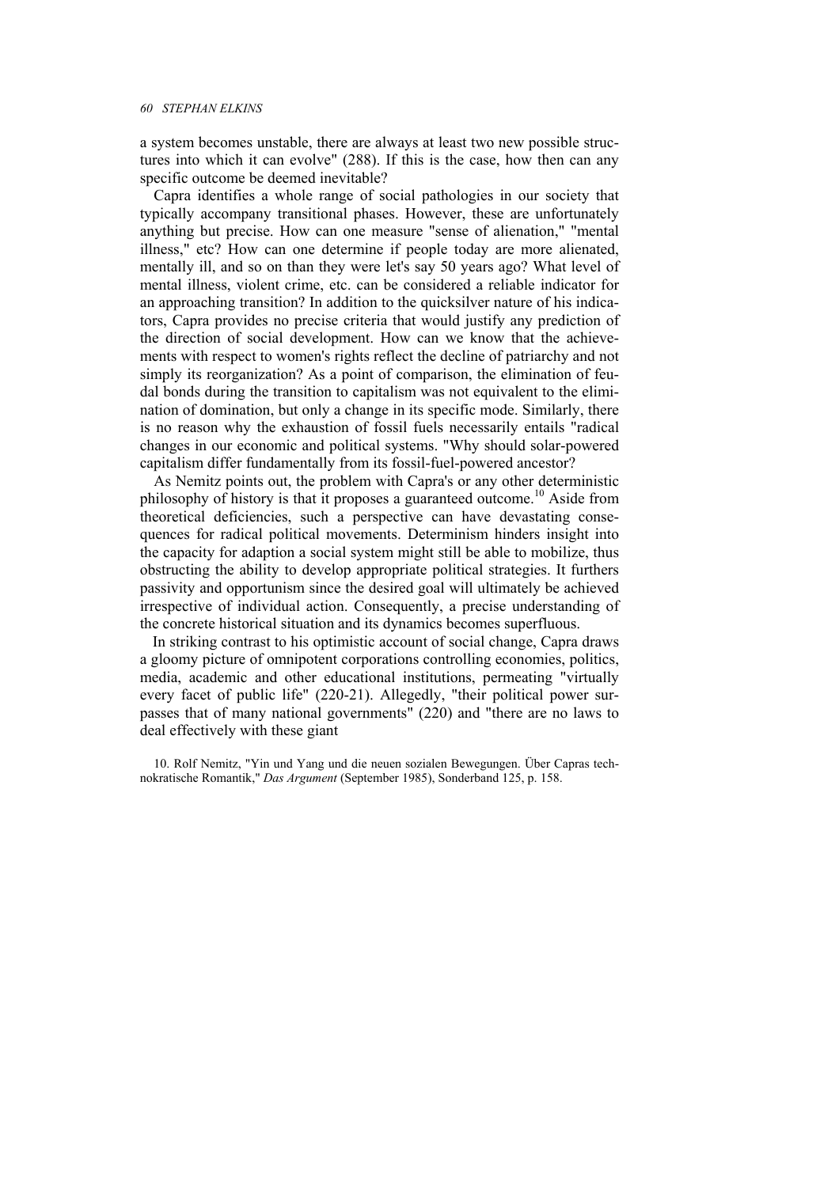a system becomes unstable, there are always at least two new possible structures into which it can evolve" (288). If this is the case, how then can any specific outcome be deemed inevitable?

Capra identifies a whole range of social pathologies in our society that typically accompany transitional phases. However, these are unfortunately anything but precise. How can one measure "sense of alienation," "mental illness," etc? How can one determine if people today are more alienated, mentally ill, and so on than they were let's say 50 years ago? What level of mental illness, violent crime, etc. can be considered a reliable indicator for an approaching transition? In addition to the quicksilver nature of his indicators, Capra provides no precise criteria that would justify any prediction of the direction of social development. How can we know that the achievements with respect to women's rights reflect the decline of patriarchy and not simply its reorganization? As a point of comparison, the elimination of feudal bonds during the transition to capitalism was not equivalent to the elimination of domination, but only a change in its specific mode. Similarly, there is no reason why the exhaustion of fossil fuels necessarily entails "radical changes in our economic and political systems. "Why should solar-powered capitalism differ fundamentally from its fossil-fuel-powered ancestor?

As Nemitz points out, the problem with Capra's or any other deterministic philosophy of history is that it proposes a guaranteed outcome.[10] Aside from theoretical deficiencies, such a perspective can have devastating consequences for radical political movements. Determinism hinders insight into the capacity for adaption a social system might still be able to mobilize, thus obstructing the ability to develop appropriate political strategies. It furthers passivity and opportunism since the desired goal will ultimately be achieved irrespective of individual action. Consequently, a precise understanding of the concrete historical situation and its dynamics becomes superfluous.

In striking contrast to his optimistic account of social change, Capra draws a gloomy picture of omnipotent corporations controlling economies, politics, media, academic and other educational institutions, permeating "virtually every facet of public life" (220-21). Allegedly, "their political power surpasses that of many national governments" (220) and "there are no laws to deal effectively with these giant

10. Rolf Nemitz, "Yin und Yang und die neuen sozialen Bewegungen. Über Capras technokratische Romantik," *Das Argument* (September 1985), Sonderband 125, p. 158.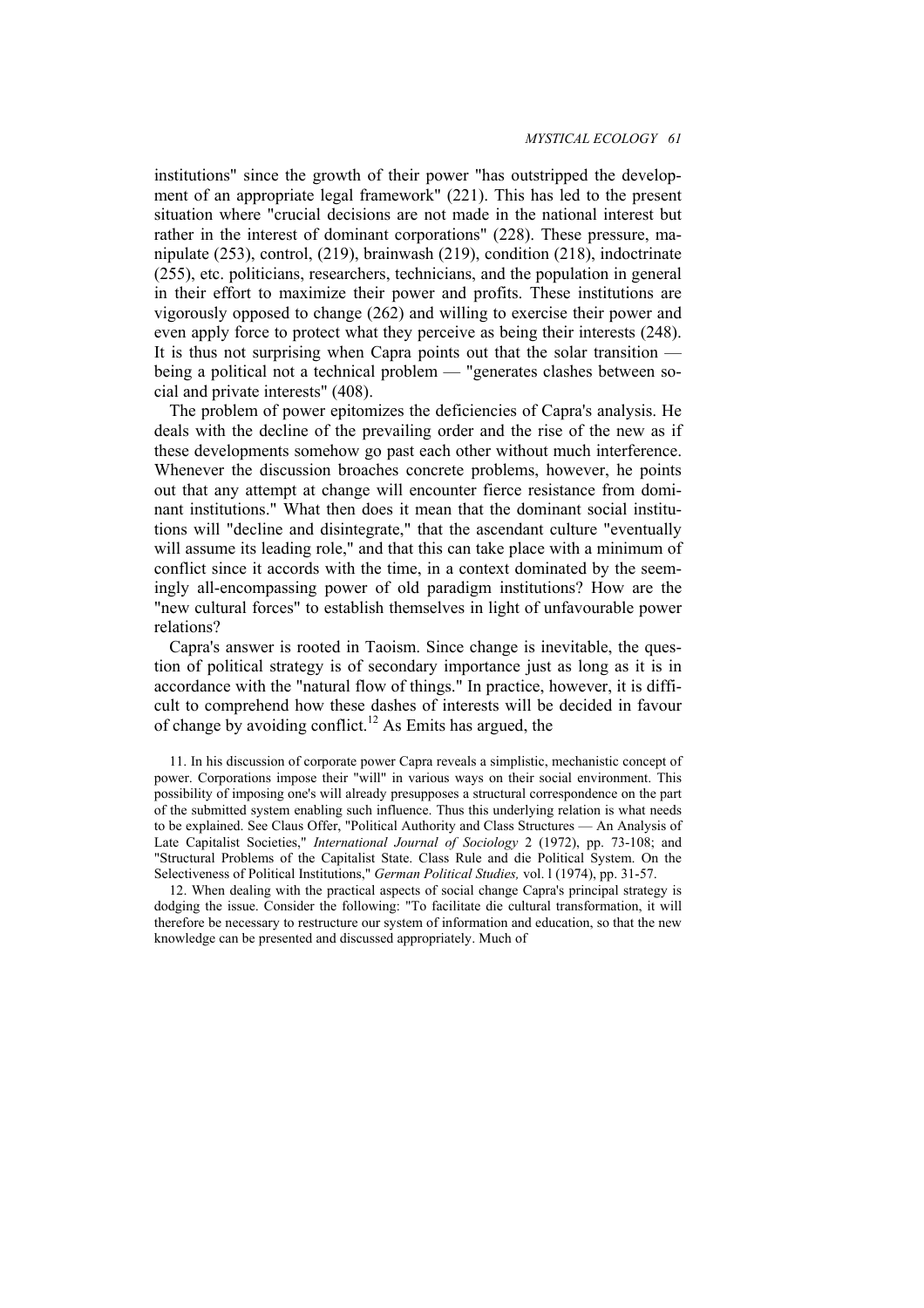institutions" since the growth of their power "has outstripped the development of an appropriate legal framework" (221). This has led to the present situation where "crucial decisions are not made in the national interest but rather in the interest of dominant corporations" (228). These pressure, manipulate (253), control, (219), brainwash (219), condition (218), indoctrinate (255), etc. politicians, researchers, technicians, and the population in general in their effort to maximize their power and profits. These institutions are vigorously opposed to change (262) and willing to exercise their power and even apply force to protect what they perceive as being their interests (248). It is thus not surprising when Capra points out that the solar transition — being a political not a technical problem — "generates clashes between social and private interests" (408).

The problem of power epitomizes the deficiencies of Capra's analysis. He deals with the decline of the prevailing order and the rise of the new as if these developments somehow go past each other without much interference. Whenever the discussion broaches concrete problems, however, he points out that any attempt at change will encounter fierce resistance from dominant institutions." What then does it mean that the dominant social institutions will "decline and disintegrate," that the ascendant culture "eventually will assume its leading role," and that this can take place with a minimum of conflict since it accords with the time, in a context dominated by the seemingly all-encompassing power of old paradigm institutions? How are the "new cultural forces" to establish themselves in light of unfavourable power relations?

Capra's answer is rooted in Taoism. Since change is inevitable, the question of political strategy is of secondary importance just as long as it is in accordance with the "natural flow of things." In practice, however, it is difficult to comprehend how these dashes of interests will be decided in favour of change by avoiding conflict.[12] As Emits has argued, the

11. In his discussion of corporate power Capra reveals a simplistic, mechanistic concept of power. Corporations impose their "will" in various ways on their social environment. This possibility of imposing one's will already presupposes a structural correspondence on the part of the submitted system enabling such influence. Thus this underlying relation is what needs to be explained. See Claus Offer, "Political Authority and Class Structures — An Analysis of Late Capitalist Societies," *International Journal of Sociology* 2 (1972), pp. 73-108; and "Structural Problems of the Capitalist State. Class Rule and die Political System. On the Selectiveness of Political Institutions," *German Political Studies,* vol. l (1974), pp. 31-57.

12. When dealing with the practical aspects of social change Capra's principal strategy is dodging the issue. Consider the following: "To facilitate die cultural transformation, it will therefore be necessary to restructure our system of information and education, so that the new knowledge can be presented and discussed appropriately. Much of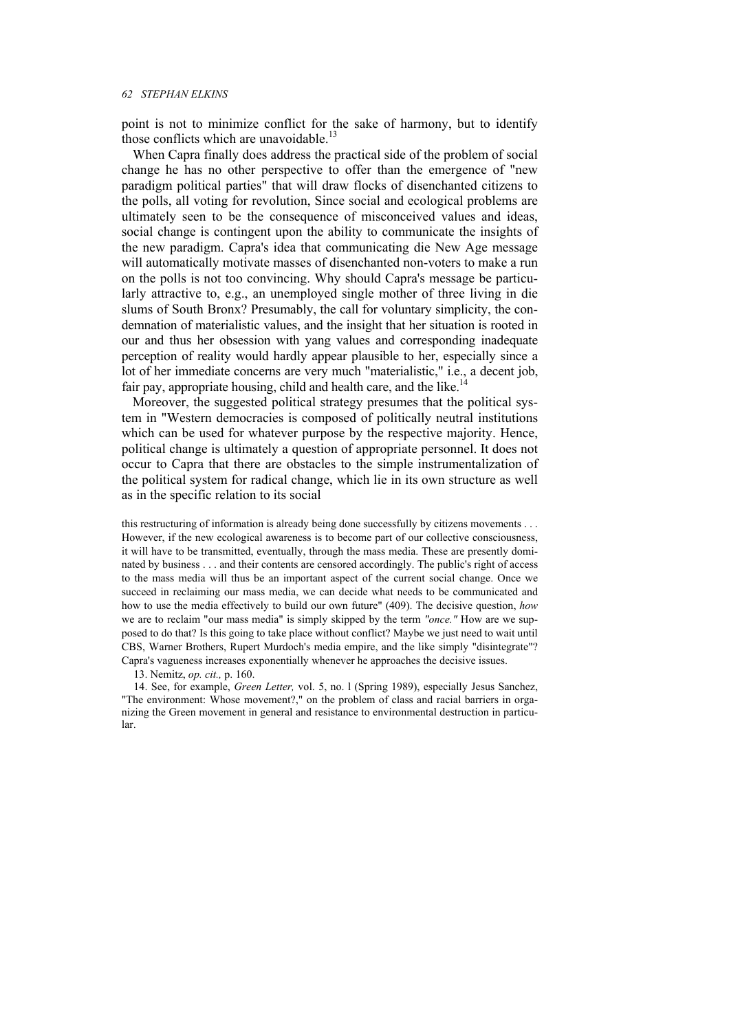point is not to minimize conflict for the sake of harmony, but to identify those conflicts which are unavoidable.[13]

When Capra finally does address the practical side of the problem of social change he has no other perspective to offer than the emergence of "new paradigm political parties" that will draw flocks of disenchanted citizens to the polls, all voting for revolution, Since social and ecological problems are ultimately seen to be the consequence of misconceived values and ideas, social change is contingent upon the ability to communicate the insights of the new paradigm. Capra's idea that communicating die New Age message will automatically motivate masses of disenchanted non-voters to make a run on the polls is not too convincing. Why should Capra's message be particularly attractive to, e.g., an unemployed single mother of three living in die slums of South Bronx? Presumably, the call for voluntary simplicity, the condemnation of materialistic values, and the insight that her situation is rooted in our and thus her obsession with yang values and corresponding inadequate perception of reality would hardly appear plausible to her, especially since a lot of her immediate concerns are very much "materialistic," i.e., a decent job, fair pay, appropriate housing, child and health care, and the like.[14]

Moreover, the suggested political strategy presumes that the political system in "Western democracies is composed of politically neutral institutions which can be used for whatever purpose by the respective majority. Hence, political change is ultimately a question of appropriate personnel. It does not occur to Capra that there are obstacles to the simple instrumentalization of the political system for radical change, which lie in its own structure as well as in the specific relation to its social

this restructuring of information is already being done successfully by citizens movements . . . However, if the new ecological awareness is to become part of our collective consciousness, it will have to be transmitted, eventually, through the mass media. These are presently dominated by business . . . and their contents are censored accordingly. The public's right of access to the mass media will thus be an important aspect of the current social change. Once we succeed in reclaiming our mass media, we can decide what needs to be communicated and how to use the media effectively to build our own future" (409). The decisive question, *how* we are to reclaim "our mass media" is simply skipped by the term *"once."* How are we supposed to do that? Is this going to take place without conflict? Maybe we just need to wait until CBS, Warner Brothers, Rupert Murdoch's media empire, and the like simply "disintegrate"? Capra's vagueness increases exponentially whenever he approaches the decisive issues.

13. Nemitz, *op. cit.,* p. 160.

14. See, for example, *Green Letter,* vol. 5, no. l (Spring 1989), especially Jesus Sanchez, "The environment: Whose movement?," on the problem of class and racial barriers in organizing the Green movement in general and resistance to environmental destruction in particular.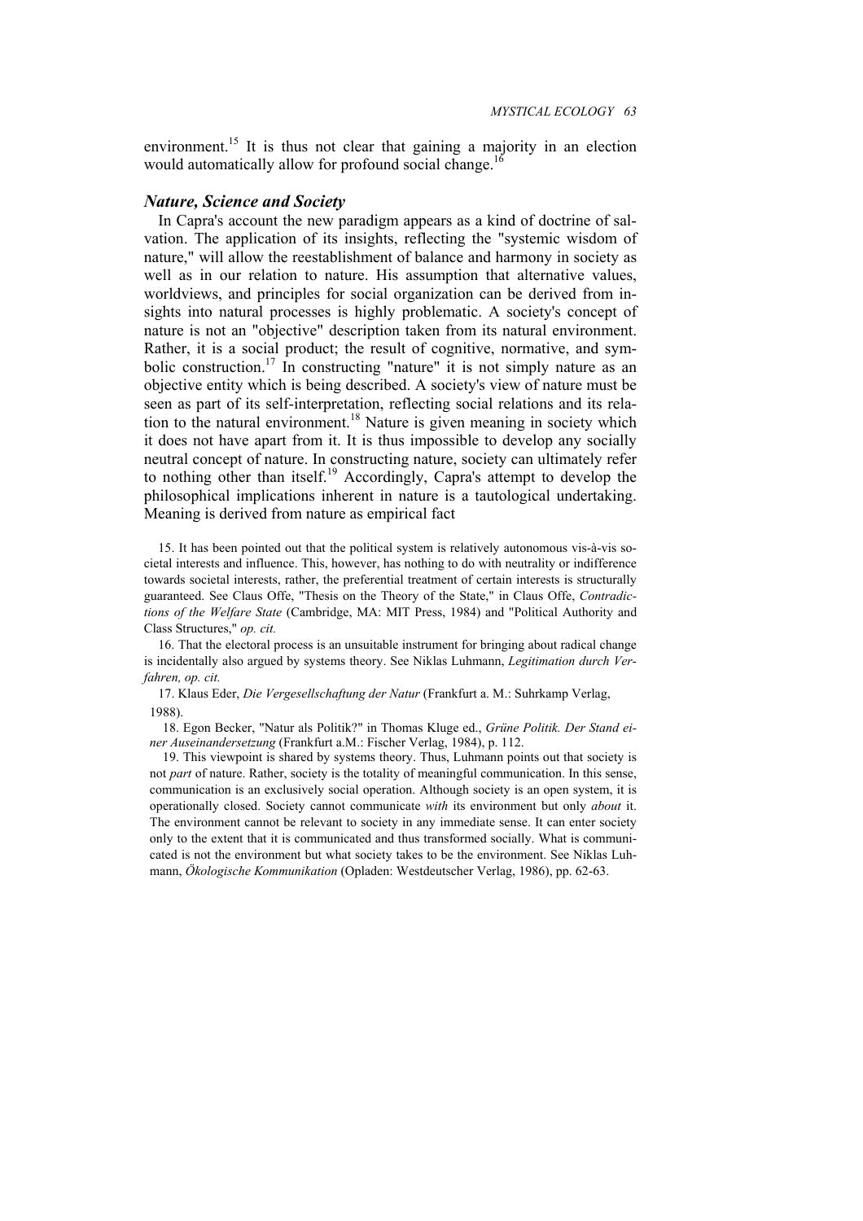environment.[15] It is thus not clear that gaining a majority in an election would automatically allow for profound social change.[16]

### *Nature, Science and Society*

In Capra's account the new paradigm appears as a kind of doctrine of salvation. The application of its insights, reflecting the "systemic wisdom of nature," will allow the reestablishment of balance and harmony in society as well as in our relation to nature. His assumption that alternative values, worldviews, and principles for social organization can be derived from insights into natural processes is highly problematic. A society's concept of nature is not an "objective" description taken from its natural environment. Rather, it is a social product; the result of cognitive, normative, and symbolic construction.[17] In constructing "nature" it is not simply nature as an objective entity which is being described. A society's view of nature must be seen as part of its self-interpretation, reflecting social relations and its relation to the natural environment.[18] Nature is given meaning in society which it does not have apart from it. It is thus impossible to develop any socially neutral concept of nature. In constructing nature, society can ultimately refer to nothing other than itself.[19] Accordingly, Capra's attempt to develop the philosophical implications inherent in nature is a tautological undertaking. Meaning is derived from nature as empirical fact

15. It has been pointed out that the political system is relatively autonomous vis-à-vis societal interests and influence. This, however, has nothing to do with neutrality or indifference towards societal interests, rather, the preferential treatment of certain interests is structurally guaranteed. See Claus Offe, "Thesis on the Theory of the State," in Claus Offe, *Contradictions of the Welfare State* (Cambridge, MA: MIT Press, 1984) and "Political Authority and Class Structures," *op. cit.*

16. That the electoral process is an unsuitable instrument for bringing about radical change is incidentally also argued by systems theory. See Niklas Luhmann, *Legitimation durch Verfahren, op. cit.*

17. Klaus Eder, *Die Vergesellschaftung der Natur* (Frankfurt a. M.: Suhrkamp Verlag, 1988).

18. Egon Becker, "Natur als Politik?" in Thomas Kluge ed., *Grüne Politik. Der Stand einer Auseinandersetzung* (Frankfurt a.M.: Fischer Verlag, 1984), p. 112.

19. This viewpoint is shared by systems theory. Thus, Luhmann points out that society is not *part* of nature. Rather, society is the totality of meaningful communication. In this sense, communication is an exclusively social operation. Although society is an open system, it is operationally closed. Society cannot communicate *with* its environment but only *about* it. The environment cannot be relevant to society in any immediate sense. It can enter society only to the extent that it is communicated and thus transformed socially. What is communicated is not the environment but what society takes to be the environment. See Niklas Luhmann, *Ökologische Kommunikation* (Opladen: Westdeutscher Verlag, 1986), pp. 62-63.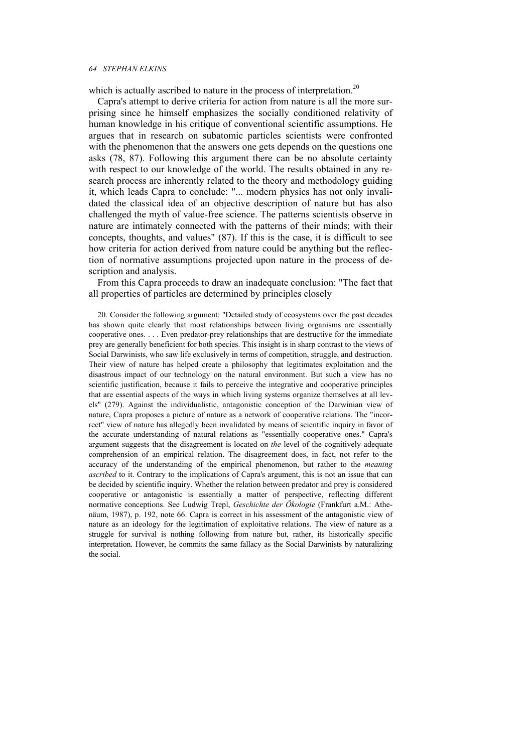which is actually ascribed to nature in the process of interpretation.[20]

Capra's attempt to derive criteria for action from nature is all the more surprising since he himself emphasizes the socially conditioned relativity of human knowledge in his critique of conventional scientific assumptions. He argues that in research on subatomic particles scientists were confronted with the phenomenon that the answers one gets depends on the questions one asks (78, 87). Following this argument there can be no absolute certainty with respect to our knowledge of the world. The results obtained in any research process are inherently related to the theory and methodology guiding it, which leads Capra to conclude: "... modern physics has not only invalidated the classical idea of an objective description of nature but has also challenged the myth of value-free science. The patterns scientists observe in nature are intimately connected with the patterns of their minds; with their concepts, thoughts, and values" (87). If this is the case, it is difficult to see how criteria for action derived from nature could be anything but the reflection of normative assumptions projected upon nature in the process of description and analysis.

From this Capra proceeds to draw an inadequate conclusion: "The fact that all properties of particles are determined by principles closely

20. Consider the following argument: "Detailed study of ecosystems over the past decades has shown quite clearly that most relationships between living organisms are essentially cooperative ones. . . . Even predator-prey relationships that are destructive for the immediate prey are generally beneficient for both species. This insight is in sharp contrast to the views of Social Darwinists, who saw life exclusively in terms of competition, struggle, and destruction. Their view of nature has helped create a philosophy that legitimates exploitation and the disastrous impact of our technology on the natural environment. But such a view has no scientific justification, because it fails to perceive the integrative and cooperative principles that are essential aspects of the ways in which living systems organize themselves at all levels" (279). Against the individualistic, antagonistic conception of the Darwinian view of nature, Capra proposes a picture of nature as a network of cooperative relations. The "incorrect" view of nature has allegedly been invalidated by means of scientific inquiry in favor of the accurate understanding of natural relations as "essentially cooperative ones." Capra's argument suggests that the disagreement is located on *the* level of the cognitively adequate comprehension of an empirical relation. The disagreement does, in fact, not refer to the accuracy of the understanding of the empirical phenomenon, but rather to the *meaning ascribed* to it. Contrary to the implications of Capra's argument, this is not an issue that can be decided by scientific inquiry. Whether the relation between predator and prey is considered cooperative or antagonistic is essentially a matter of perspective, reflecting different normative conceptions. See Ludwig Trepl, *Geschichte der Ökologie* (Frankfurt a.M.: Athenäum, 1987), p. 192, note 66. Capra is correct in his assessment of the antagonistic view of nature as an ideology for the legitimation of exploitative relations. The view of nature as a struggle for survival is nothing following from nature but, rather, its historically specific interpretation. However, he commits the same fallacy as the Social Darwinists by naturalizing the social.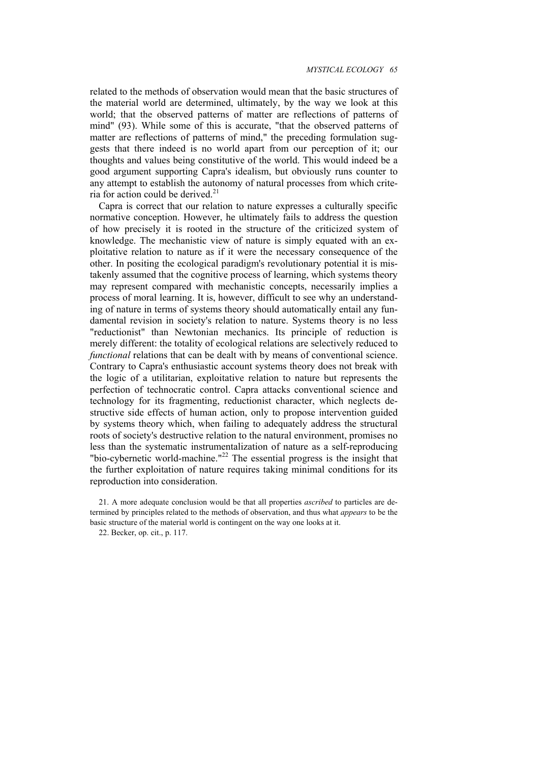related to the methods of observation would mean that the basic structures of the material world are determined, ultimately, by the way we look at this world; that the observed patterns of matter are reflections of patterns of mind" (93). While some of this is accurate, "that the observed patterns of matter are reflections of patterns of mind," the preceding formulation suggests that there indeed is no world apart from our perception of it; our thoughts and values being constitutive of the world. This would indeed be a good argument supporting Capra's idealism, but obviously runs counter to any attempt to establish the autonomy of natural processes from which criteria for action could be derived.[21]

Capra is correct that our relation to nature expresses a culturally specific normative conception. However, he ultimately fails to address the question of how precisely it is rooted in the structure of the criticized system of knowledge. The mechanistic view of nature is simply equated with an exploitative relation to nature as if it were the necessary consequence of the other. In positing the ecological paradigm's revolutionary potential it is mistakenly assumed that the cognitive process of learning, which systems theory may represent compared with mechanistic concepts, necessarily implies a process of moral learning. It is, however, difficult to see why an understanding of nature in terms of systems theory should automatically entail any fundamental revision in society's relation to nature. Systems theory is no less "reductionist" than Newtonian mechanics. Its principle of reduction is merely different: the totality of ecological relations are selectively reduced to *functional* relations that can be dealt with by means of conventional science. Contrary to Capra's enthusiastic account systems theory does not break with the logic of a utilitarian, exploitative relation to nature but represents the perfection of technocratic control. Capra attacks conventional science and technology for its fragmenting, reductionist character, which neglects destructive side effects of human action, only to propose intervention guided by systems theory which, when failing to adequately address the structural roots of society's destructive relation to the natural environment, promises no less than the systematic instrumentalization of nature as a self-reproducing "bio-cybernetic world-machine."[22] The essential progress is the insight that the further exploitation of nature requires taking minimal conditions for its reproduction into consideration.

21. A more adequate conclusion would be that all properties *ascribed* to particles are determined by principles related to the methods of observation, and thus what *appears* to be the basic structure of the material world is contingent on the way one looks at it.

22. Becker, op. cit., p. 117.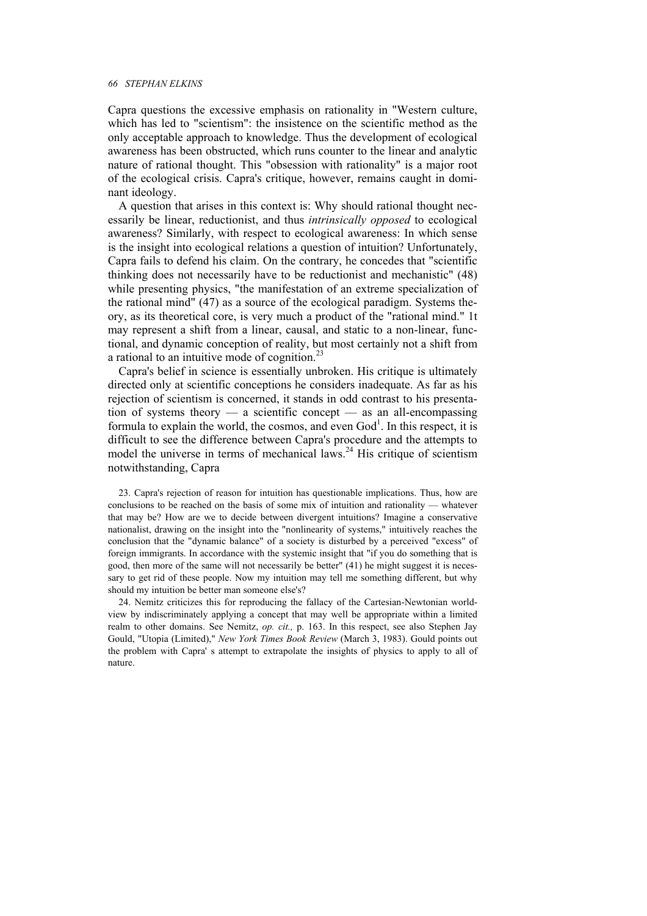Capra questions the excessive emphasis on rationality in "Western culture, which has led to "scientism": the insistence on the scientific method as the only acceptable approach to knowledge. Thus the development of ecological awareness has been obstructed, which runs counter to the linear and analytic nature of rational thought. This "obsession with rationality" is a major root of the ecological crisis. Capra's critique, however, remains caught in dominant ideology.

A question that arises in this context is: Why should rational thought necessarily be linear, reductionist, and thus *intrinsically opposed* to ecological awareness? Similarly, with respect to ecological awareness: In which sense is the insight into ecological relations a question of intuition? Unfortunately, Capra fails to defend his claim. On the contrary, he concedes that "scientific thinking does not necessarily have to be reductionist and mechanistic" (48) while presenting physics, "the manifestation of an extreme specialization of the rational mind" (47) as a source of the ecological paradigm. Systems theory, as its theoretical core, is very much a product of the "rational mind." 1t may represent a shift from a linear, causal, and static to a non-linear, functional, and dynamic conception of reality, but most certainly not a shift from a rational to an intuitive mode of cognition.[23]

Capra's belief in science is essentially unbroken. His critique is ultimately directed only at scientific conceptions he considers inadequate. As far as his rejection of scientism is concerned, it stands in odd contrast to his presentation of systems theory — a scientific concept — as an all-encompassing formula to explain the world, the cosmos, and even God[1]. In this respect, it is difficult to see the difference between Capra's procedure and the attempts to model the universe in terms of mechanical laws.[24] His critique of scientism notwithstanding, Capra

23. Capra's rejection of reason for intuition has questionable implications. Thus, how are conclusions to be reached on the basis of some mix of intuition and rationality — whatever that may be? How are we to decide between divergent intuitions? Imagine a conservative nationalist, drawing on the insight into the "nonlinearity of systems," intuitively reaches the conclusion that the "dynamic balance" of a society is disturbed by a perceived "excess" of foreign immigrants. In accordance with the systemic insight that "if you do something that is good, then more of the same will not necessarily be better" (41) he might suggest it is necessary to get rid of these people. Now my intuition may tell me something different, but why should my intuition be better man someone else's?

24. Nemitz criticizes this for reproducing the fallacy of the Cartesian-Newtonian worldview by indiscriminately applying a concept that may well be appropriate within a limited realm to other domains. See Nemitz, *op. cit.,* p. 163. In this respect, see also Stephen Jay Gould, "Utopia (Limited)," *New York Times Book Review* (March 3, 1983). Gould points out the problem with Capra' s attempt to extrapolate the insights of physics to apply to all of nature.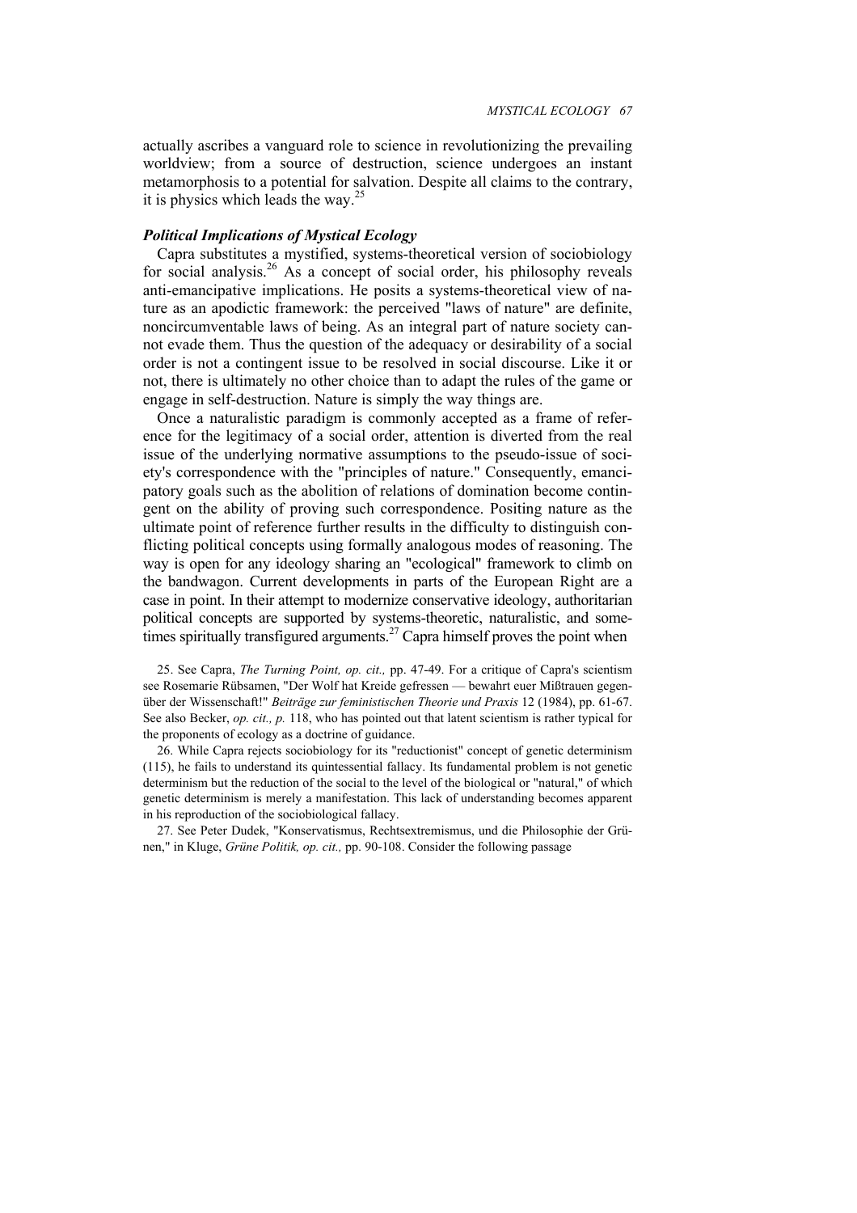actually ascribes a vanguard role to science in revolutionizing the prevailing worldview; from a source of destruction, science undergoes an instant metamorphosis to a potential for salvation. Despite all claims to the contrary, it is physics which leads the way.[25]

### *Political Implications of Mystical Ecology*

Capra substitutes a mystified, systems-theoretical version of sociobiology for social analysis.[26] As a concept of social order, his philosophy reveals anti-emancipative implications. He posits a systems-theoretical view of nature as an apodictic framework: the perceived "laws of nature" are definite, noncircumventable laws of being. As an integral part of nature society cannot evade them. Thus the question of the adequacy or desirability of a social order is not a contingent issue to be resolved in social discourse. Like it or not, there is ultimately no other choice than to adapt the rules of the game or engage in self-destruction. Nature is simply the way things are.

Once a naturalistic paradigm is commonly accepted as a frame of reference for the legitimacy of a social order, attention is diverted from the real issue of the underlying normative assumptions to the pseudo-issue of society's correspondence with the "principles of nature." Consequently, emancipatory goals such as the abolition of relations of domination become contingent on the ability of proving such correspondence. Positing nature as the ultimate point of reference further results in the difficulty to distinguish conflicting political concepts using formally analogous modes of reasoning. The way is open for any ideology sharing an "ecological" framework to climb on the bandwagon. Current developments in parts of the European Right are a case in point. In their attempt to modernize conservative ideology, authoritarian political concepts are supported by systems-theoretic, naturalistic, and sometimes spiritually transfigured arguments.[27] Capra himself proves the point when

25. See Capra, *The Turning Point, op. cit.,* pp. 47-49. For a critique of Capra's scientism see Rosemarie Rübsamen, "Der Wolf hat Kreide gefressen — bewahrt euer Mißtrauen gegenüber der Wissenschaft!" *Beiträge zur feministischen Theorie und Praxis* 12 (1984), pp. 61-67. See also Becker, *op. cit., p.* 118, who has pointed out that latent scientism is rather typical for the proponents of ecology as a doctrine of guidance.

26. While Capra rejects sociobiology for its "reductionist" concept of genetic determinism (115), he fails to understand its quintessential fallacy. Its fundamental problem is not genetic determinism but the reduction of the social to the level of the biological or "natural," of which genetic determinism is merely a manifestation. This lack of understanding becomes apparent in his reproduction of the sociobiological fallacy.

27. See Peter Dudek, "Konservatismus, Rechtsextremismus, und die Philosophie der Grünen," in Kluge, *Grüne Politik, op. cit.,* pp. 90-108. Consider the following passage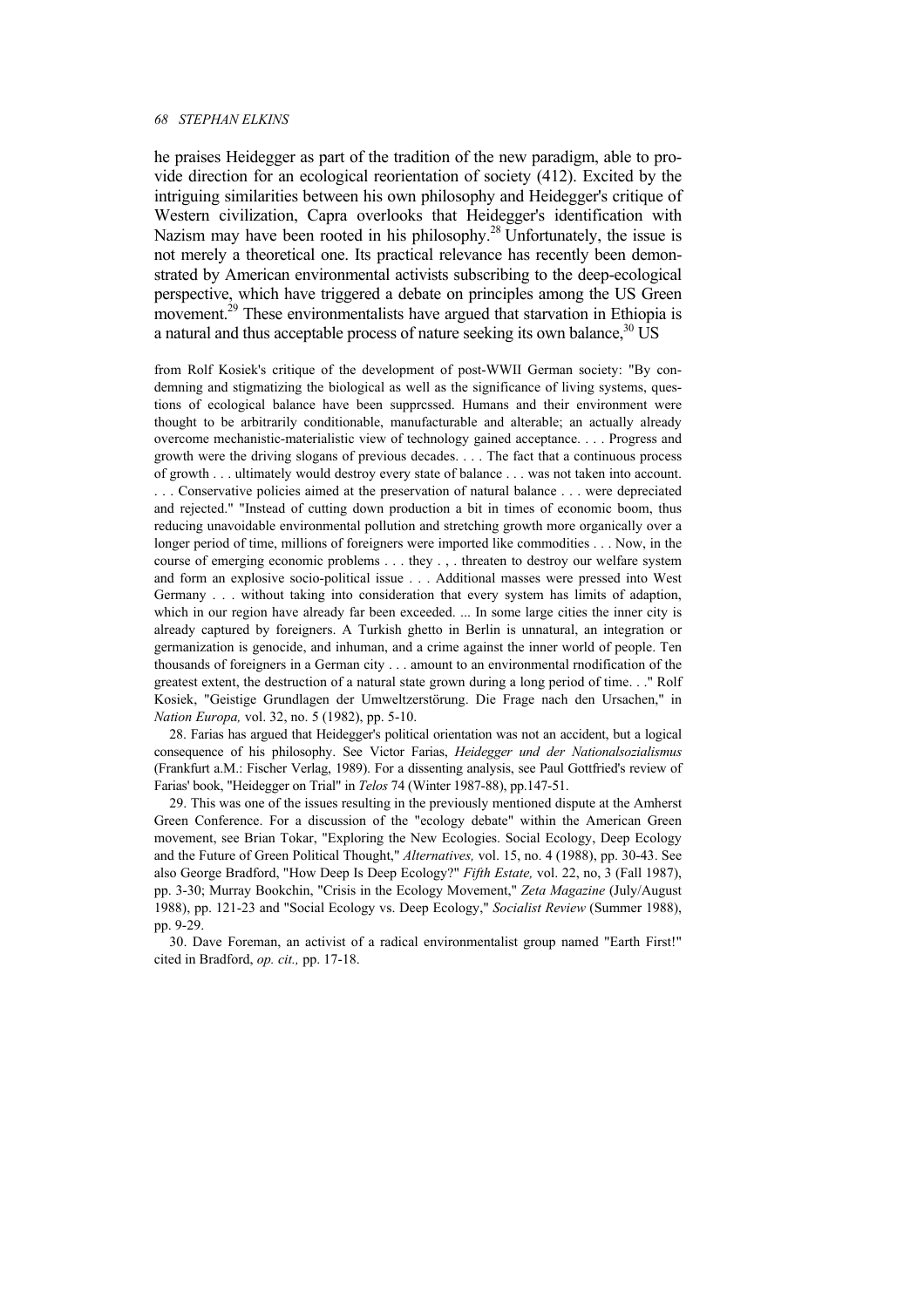he praises Heidegger as part of the tradition of the new paradigm, able to provide direction for an ecological reorientation of society (412). Excited by the intriguing similarities between his own philosophy and Heidegger's critique of Western civilization, Capra overlooks that Heidegger's identification with Nazism may have been rooted in his philosophy.[28] Unfortunately, the issue is not merely a theoretical one. Its practical relevance has recently been demonstrated by American environmental activists subscribing to the deep-ecological perspective, which have triggered a debate on principles among the US Green movement.[29] These environmentalists have argued that starvation in Ethiopia is a natural and thus acceptable process of nature seeking its own balance,[30] US

from Rolf Kosiek's critique of the development of post-WWII German society: "By condemning and stigmatizing the biological as well as the significance of living systems, questions of ecological balance have been supprcssed. Humans and their environment were thought to be arbitrarily conditionable, manufacturable and alterable; an actually already overcome mechanistic-materialistic view of technology gained acceptance. . . . Progress and growth were the driving slogans of previous decades. . . . The fact that a continuous process of growth . . . ultimately would destroy every state of balance . . . was not taken into account. . . . Conservative policies aimed at the preservation of natural balance . . . were depreciated and rejected." "Instead of cutting down production a bit in times of economic boom, thus reducing unavoidable environmental pollution and stretching growth more organically over a longer period of time, millions of foreigners were imported like commodities . . . Now, in the course of emerging economic problems . . . they . , . threaten to destroy our welfare system and form an explosive socio-political issue . . . Additional masses were pressed into West Germany . . . without taking into consideration that every system has limits of adaption, which in our region have already far been exceeded. ... In some large cities the inner city is already captured by foreigners. A Turkish ghetto in Berlin is unnatural, an integration or germanization is genocide, and inhuman, and a crime against the inner world of people. Ten thousands of foreigners in a German city . . . amount to an environmental rnodification of the greatest extent, the destruction of a natural state grown during a long period of time. . ." Rolf Kosiek, "Geistige Grundlagen der Umweltzerstörung. Die Frage nach den Ursachen," in *Nation Europa,* vol. 32, no. 5 (1982), pp. 5-10.

28. Farias has argued that Heidegger's political orientation was not an accident, but a logical consequence of his philosophy. See Victor Farias, *Heidegger und der Nationalsozialismus* (Frankfurt a.M.: Fischer Verlag, 1989). For a dissenting analysis, see Paul Gottfried's review of Farias' book, "Heidegger on Trial" in *Telos* 74 (Winter 1987-88), pp.147-51.

29. This was one of the issues resulting in the previously mentioned dispute at the Amherst Green Conference. For a discussion of the "ecology debate" within the American Green movement, see Brian Tokar, "Exploring the New Ecologies. Social Ecology, Deep Ecology and the Future of Green Political Thought," *Alternatives,* vol. 15, no. 4 (1988), pp. 30-43. See also George Bradford, "How Deep Is Deep Ecology?" *Fifth Estate,* vol. 22, no, 3 (Fall 1987), pp. 3-30; Murray Bookchin, "Crisis in the Ecology Movement," *Zeta Magazine* (July/August 1988), pp. 121-23 and "Social Ecology vs. Deep Ecology," *Socialist Review* (Summer 1988), pp. 9-29.

30. Dave Foreman, an activist of a radical environmentalist group named "Earth First!" cited in Bradford, *op. cit.,* pp. 17-18.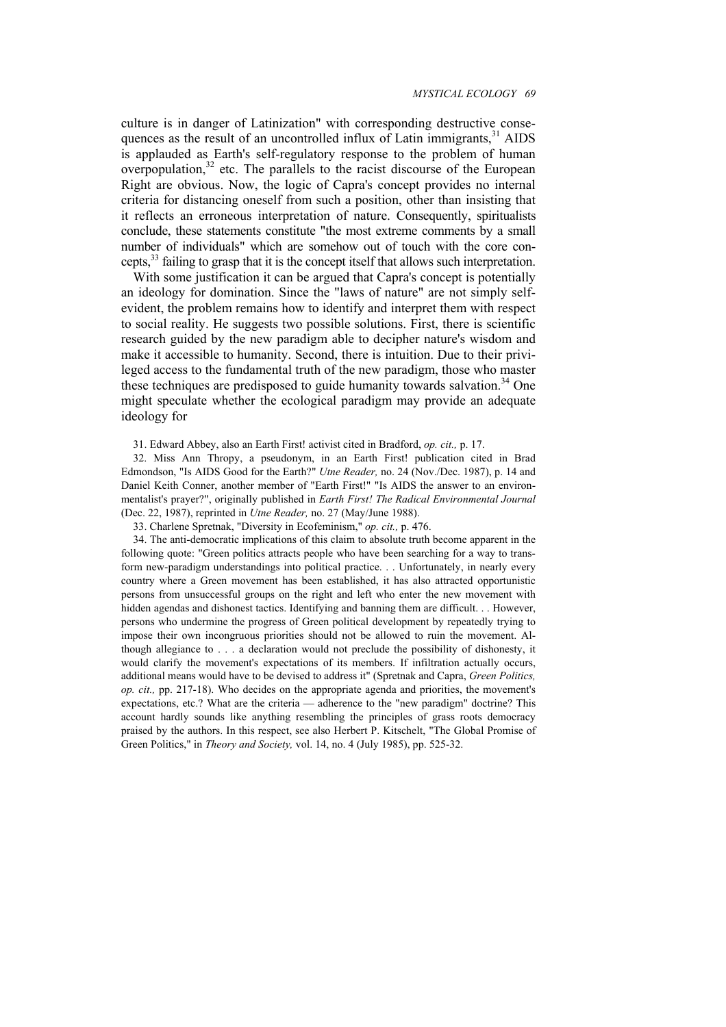culture is in danger of Latinization" with corresponding destructive consequences as the result of an uncontrolled influx of Latin immigrants,[31] AIDS is applauded as Earth's self-regulatory response to the problem of human overpopulation,[32] etc. The parallels to the racist discourse of the European Right are obvious. Now, the logic of Capra's concept provides no internal criteria for distancing oneself from such a position, other than insisting that it reflects an erroneous interpretation of nature. Consequently, spiritualists conclude, these statements constitute "the most extreme comments by a small number of individuals" which are somehow out of touch with the core concepts,[33] failing to grasp that it is the concept itself that allows such interpretation.

With some justification it can be argued that Capra's concept is potentially an ideology for domination. Since the "laws of nature" are not simply self-evident, the problem remains how to identify and interpret them with respect to social reality. He suggests two possible solutions. First, there is scientific research guided by the new paradigm able to decipher nature's wisdom and make it accessible to humanity. Second, there is intuition. Due to their privileged access to the fundamental truth of the new paradigm, those who master these techniques are predisposed to guide humanity towards salvation.[34] One might speculate whether the ecological paradigm may provide an adequate ideology for

31. Edward Abbey, also an Earth First! activist cited in Bradford, *op. cit.,* p. 17.

32. Miss Ann Thropy, a pseudonym, in an Earth First! publication cited in Brad Edmondson, "Is AIDS Good for the Earth?" *Utne Reader,* no. 24 (Nov./Dec. 1987), p. 14 and Daniel Keith Conner, another member of "Earth First!" "Is AIDS the answer to an environmentalist's prayer?", originally published in *Earth First! The Radical Environmental Journal* (Dec. 22, 1987), reprinted in *Utne Reader,* no. 27 (May/June 1988).

33. Charlene Spretnak, "Diversity in Ecofeminism," *op. cit.,* p. 476.

34. The anti-democratic implications of this claim to absolute truth become apparent in the following quote: "Green politics attracts people who have been searching for a way to transform new-paradigm understandings into political practice. . . Unfortunately, in nearly every country where a Green movement has been established, it has also attracted opportunistic persons from unsuccessful groups on the right and left who enter the new movement with hidden agendas and dishonest tactics. Identifying and banning them are difficult. . . However, persons who undermine the progress of Green political development by repeatedly trying to impose their own incongruous priorities should not be allowed to ruin the movement. Although allegiance to . . . a declaration would not preclude the possibility of dishonesty, it would clarify the movement's expectations of its members. If infiltration actually occurs, additional means would have to be devised to address it" (Spretnak and Capra, *Green Politics, op. cit.,* pp. 217-18). Who decides on the appropriate agenda and priorities, the movement's expectations, etc.? What are the criteria — adherence to the "new paradigm" doctrine? This account hardly sounds like anything resembling the principles of grass roots democracy praised by the authors. In this respect, see also Herbert P. Kitschelt, "The Global Promise of Green Politics," in *Theory and Society,* vol. 14, no. 4 (July 1985), pp. 525-32.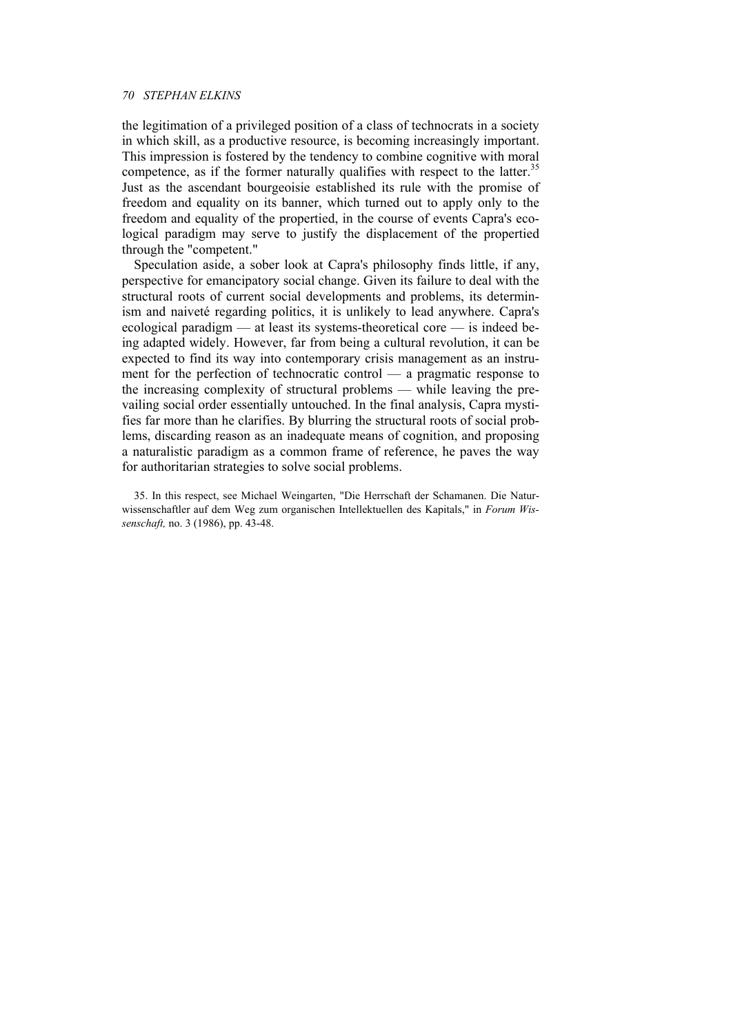the legitimation of a privileged position of a class of technocrats in a society in which skill, as a productive resource, is becoming increasingly important. This impression is fostered by the tendency to combine cognitive with moral competence, as if the former naturally qualifies with respect to the latter.[35] Just as the ascendant bourgeoisie established its rule with the promise of freedom and equality on its banner, which turned out to apply only to the freedom and equality of the propertied, in the course of events Capra's ecological paradigm may serve to justify the displacement of the propertied through the "competent."

Speculation aside, a sober look at Capra's philosophy finds little, if any, perspective for emancipatory social change. Given its failure to deal with the structural roots of current social developments and problems, its determinism and naiveté regarding politics, it is unlikely to lead anywhere. Capra's ecological paradigm — at least its systems-theoretical core — is indeed being adapted widely. However, far from being a cultural revolution, it can be expected to find its way into contemporary crisis management as an instrument for the perfection of technocratic control — a pragmatic response to the increasing complexity of structural problems — while leaving the prevailing social order essentially untouched. In the final analysis, Capra mystifies far more than he clarifies. By blurring the structural roots of social problems, discarding reason as an inadequate means of cognition, and proposing a naturalistic paradigm as a common frame of reference, he paves the way for authoritarian strategies to solve social problems.

35. In this respect, see Michael Weingarten, "Die Herrschaft der Schamanen. Die Naturwissenschaftler auf dem Weg zum organischen Intellektuellen des Kapitals," in *Forum Wissenschaft,* no. 3 (1986), pp. 43-48.